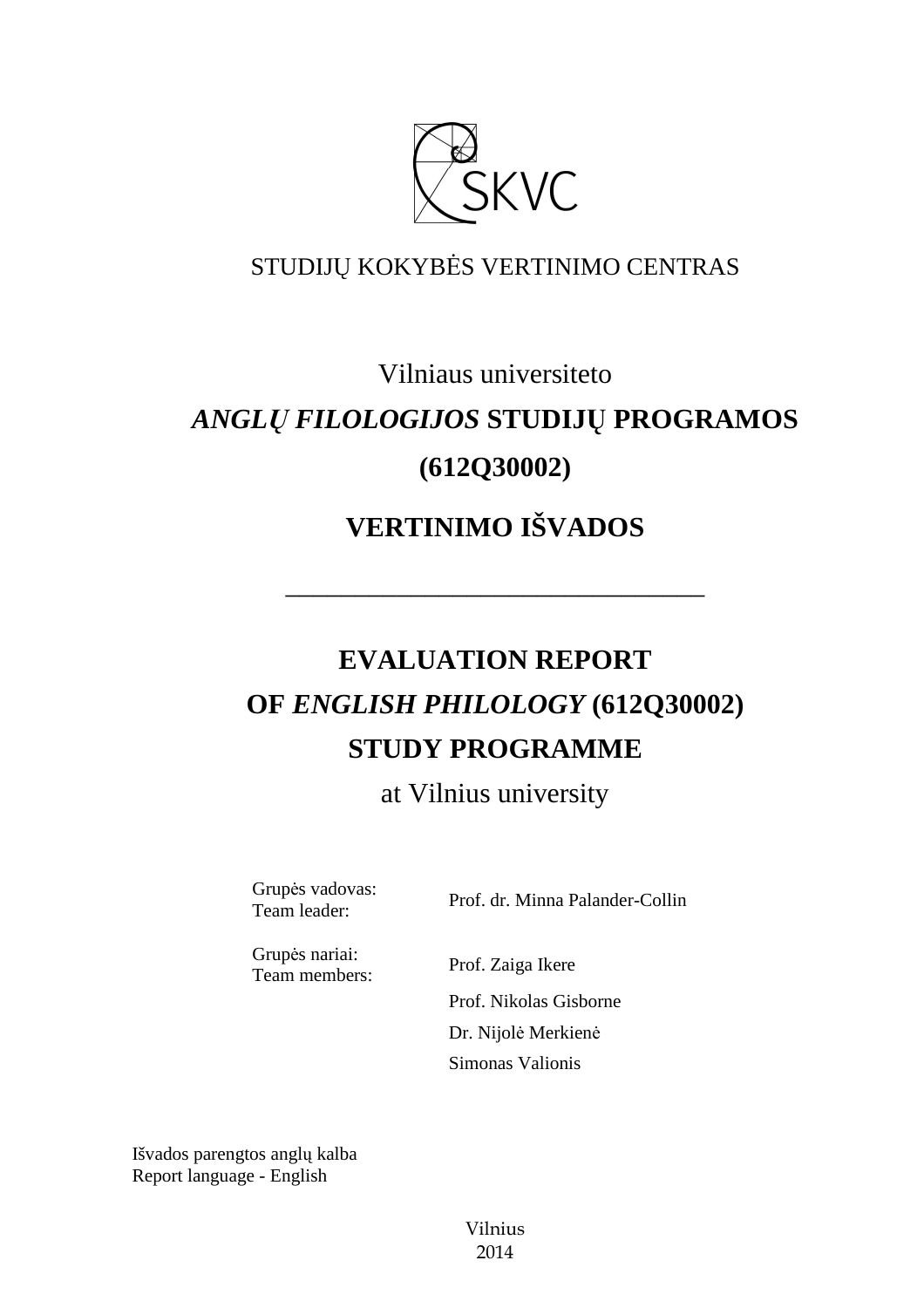SKVC

STUDIJŲ KOKYBĖS VERTINIMO CENTRAS

# Vilniaus universiteto

# *ANGLŲ FILOLOGIJOS* STUDIJŲ PROGRAMOS (612Q30002)

# VERTINIMO IŠVADOS

---

# EVALUATION REPORT OF *ENGLISH PHILOLOGY* (612Q30002) STUDY PROGRAMME

at Vilnius university

| | |
|---|---|
| Grupės vadovas: Team leader: | Prof. dr. Minna Palander-Collin |
| Grupės nariai: Team members: | Prof. Zaiga Ikere |
| | Prof. Nikolas Gisborne |
| | Dr. Nijolė Merkienė |
| | Simonas Valionis |

Išvados parengtos anglų kalba
Report language - English

Vilnius
2014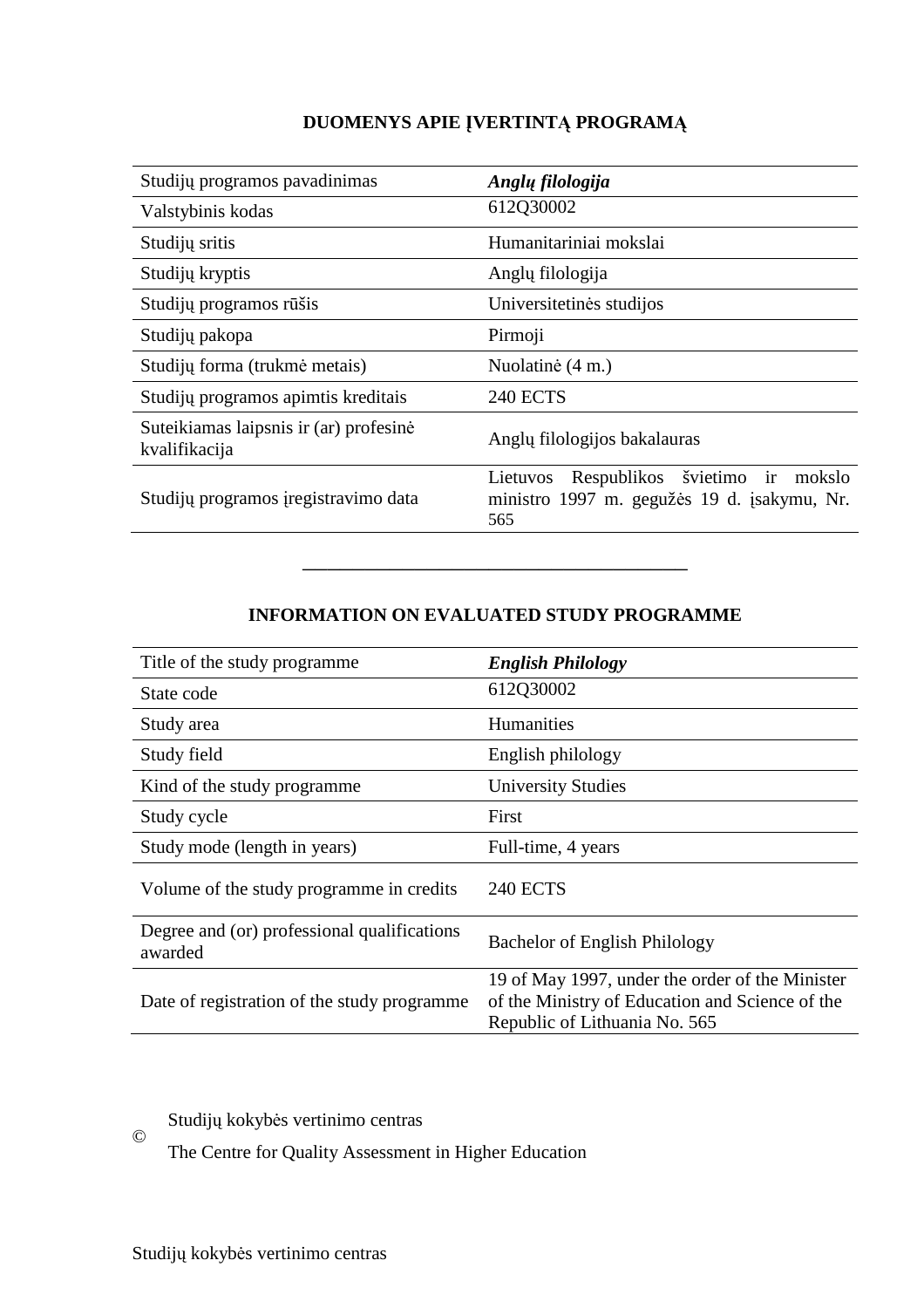## DUOMENYS APIE ĮVERTINTĄ PROGRAMĄ

| | |
|---|---|
| Studijų programos pavadinimas | ***Anglų filologija*** |
| Valstybinis kodas | 612Q30002 |
| Studijų sritis | Humanitariniai mokslai |
| Studijų kryptis | Anglų filologija |
| Studijų programos rūšis | Universitetinės studijos |
| Studijų pakopa | Pirmoji |
| Studijų forma (trukmė metais) | Nuolatinė (4 m.) |
| Studijų programos apimtis kreditais | 240 ECTS |
| Suteikiamas laipsnis ir (ar) profesinė kvalifikacija | Anglų filologijos bakalauras |
| Studijų programos įregistravimo data | Lietuvos Respublikos švietimo ir mokslo ministro 1997 m. gegužės 19 d. įsakymu, Nr. 565 |

———————————————————————

## INFORMATION ON EVALUATED STUDY PROGRAMME

| | |
|---|---|
| Title of the study programme | ***English Philology*** |
| State code | 612Q30002 |
| Study area | Humanities |
| Study field | English philology |
| Kind of the study programme | University Studies |
| Study cycle | First |
| Study mode (length in years) | Full-time, 4 years |
| Volume of the study programme in credits | 240 ECTS |
| Degree and (or) professional qualifications awarded | Bachelor of English Philology |
| Date of registration of the study programme | 19 of May 1997, under the order of the Minister of the Ministry of Education and Science of the Republic of Lithuania No. 565 |

© Studijų kokybės vertinimo centras
The Centre for Quality Assessment in Higher Education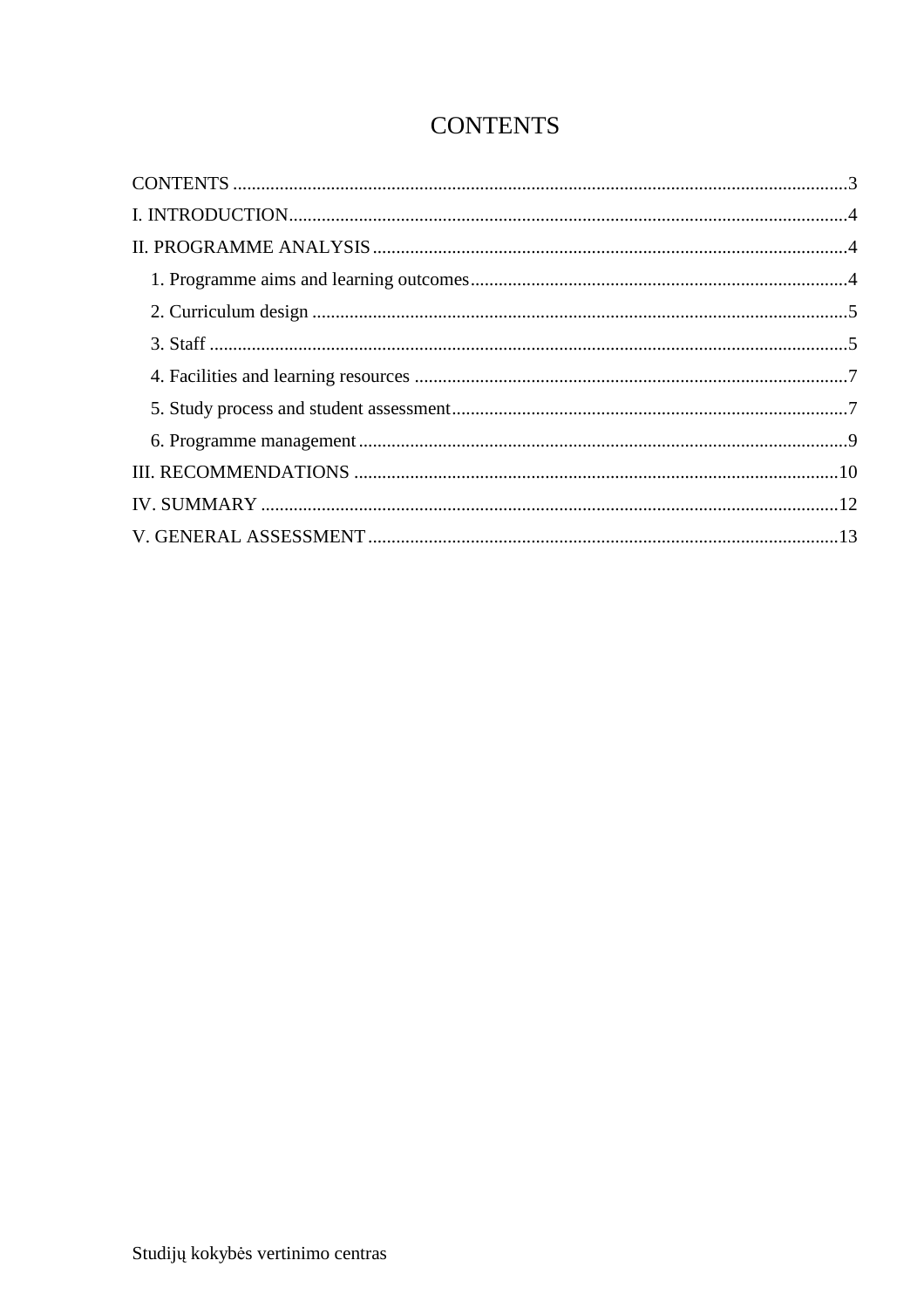# CONTENTS

CONTENTS ....................................................................................................................................3

I. INTRODUCTION.........................................................................................................................4

II. PROGRAMME ANALYSIS.......................................................................................................4

1. Programme aims and learning outcomes.................................................................................4
2. Curriculum design ...................................................................................................................5
3. Staff .........................................................................................................................................5
4. Facilities and learning resources .............................................................................................7
5. Study process and student assessment......................................................................................7
6. Programme management.........................................................................................................9

III. RECOMMENDATIONS .........................................................................................................10

IV. SUMMARY .............................................................................................................................12

V. GENERAL ASSESSMENT......................................................................................................13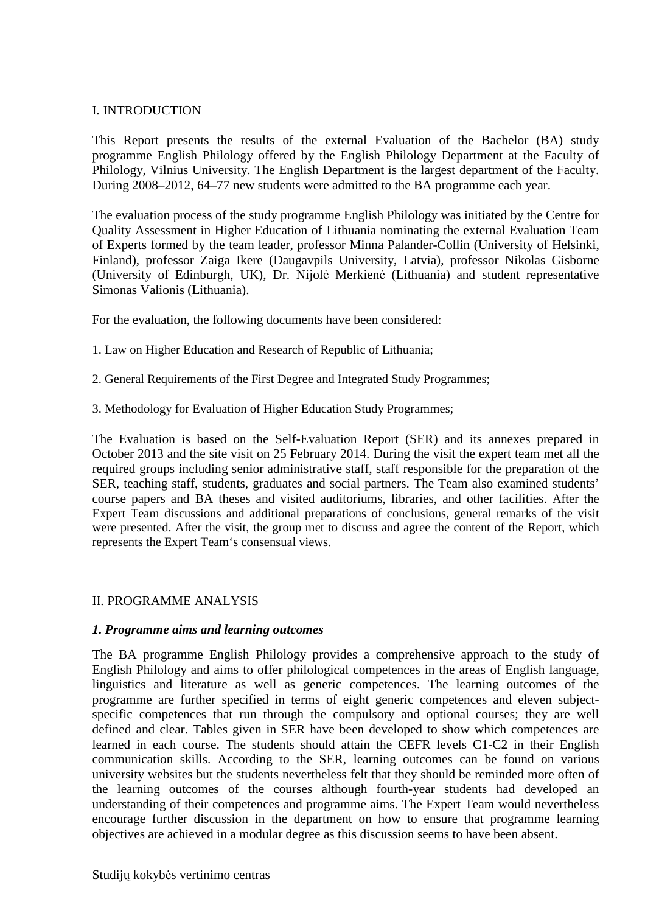## I. INTRODUCTION

This Report presents the results of the external Evaluation of the Bachelor (BA) study programme English Philology offered by the English Philology Department at the Faculty of Philology, Vilnius University. The English Department is the largest department of the Faculty. During 2008–2012, 64–77 new students were admitted to the BA programme each year.

The evaluation process of the study programme English Philology was initiated by the Centre for Quality Assessment in Higher Education of Lithuania nominating the external Evaluation Team of Experts formed by the team leader, professor Minna Palander-Collin (University of Helsinki, Finland), professor Zaiga Ikere (Daugavpils University, Latvia), professor Nikolas Gisborne (University of Edinburgh, UK), Dr. Nijolė Merkienė (Lithuania) and student representative Simonas Valionis (Lithuania).

For the evaluation, the following documents have been considered:

1. Law on Higher Education and Research of Republic of Lithuania;

2. General Requirements of the First Degree and Integrated Study Programmes;

3. Methodology for Evaluation of Higher Education Study Programmes;

The Evaluation is based on the Self-Evaluation Report (SER) and its annexes prepared in October 2013 and the site visit on 25 February 2014. During the visit the expert team met all the required groups including senior administrative staff, staff responsible for the preparation of the SER, teaching staff, students, graduates and social partners. The Team also examined students' course papers and BA theses and visited auditoriums, libraries, and other facilities. After the Expert Team discussions and additional preparations of conclusions, general remarks of the visit were presented. After the visit, the group met to discuss and agree the content of the Report, which represents the Expert Team's consensual views.

## II. PROGRAMME ANALYSIS

### *1. Programme aims and learning outcomes*

The BA programme English Philology provides a comprehensive approach to the study of English Philology and aims to offer philological competences in the areas of English language, linguistics and literature as well as generic competences. The learning outcomes of the programme are further specified in terms of eight generic competences and eleven subject-specific competences that run through the compulsory and optional courses; they are well defined and clear. Tables given in SER have been developed to show which competences are learned in each course. The students should attain the CEFR levels C1-C2 in their English communication skills. According to the SER, learning outcomes can be found on various university websites but the students nevertheless felt that they should be reminded more often of the learning outcomes of the courses although fourth-year students had developed an understanding of their competences and programme aims. The Expert Team would nevertheless encourage further discussion in the department on how to ensure that programme learning objectives are achieved in a modular degree as this discussion seems to have been absent.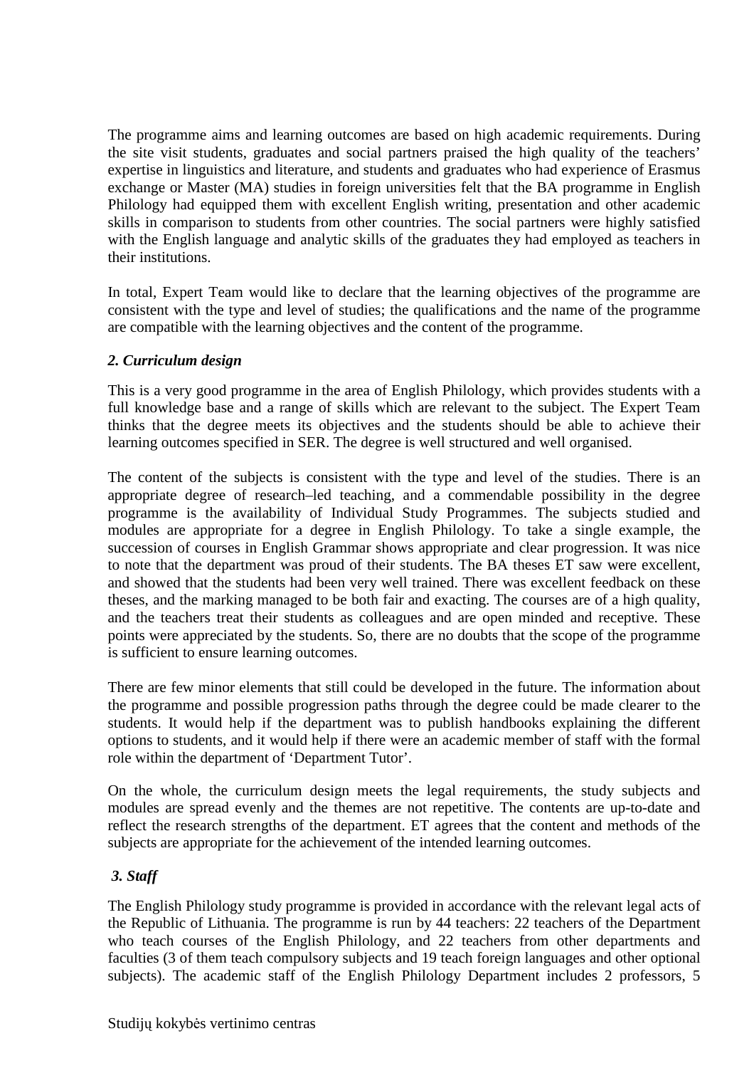The programme aims and learning outcomes are based on high academic requirements. During the site visit students, graduates and social partners praised the high quality of the teachers' expertise in linguistics and literature, and students and graduates who had experience of Erasmus exchange or Master (MA) studies in foreign universities felt that the BA programme in English Philology had equipped them with excellent English writing, presentation and other academic skills in comparison to students from other countries. The social partners were highly satisfied with the English language and analytic skills of the graduates they had employed as teachers in their institutions.

In total, Expert Team would like to declare that the learning objectives of the programme are consistent with the type and level of studies; the qualifications and the name of the programme are compatible with the learning objectives and the content of the programme.

### *2. Curriculum design*

This is a very good programme in the area of English Philology, which provides students with a full knowledge base and a range of skills which are relevant to the subject. The Expert Team thinks that the degree meets its objectives and the students should be able to achieve their learning outcomes specified in SER. The degree is well structured and well organised.

The content of the subjects is consistent with the type and level of the studies. There is an appropriate degree of research–led teaching, and a commendable possibility in the degree programme is the availability of Individual Study Programmes. The subjects studied and modules are appropriate for a degree in English Philology. To take a single example, the succession of courses in English Grammar shows appropriate and clear progression. It was nice to note that the department was proud of their students. The BA theses ET saw were excellent, and showed that the students had been very well trained. There was excellent feedback on these theses, and the marking managed to be both fair and exacting. The courses are of a high quality, and the teachers treat their students as colleagues and are open minded and receptive. These points were appreciated by the students. So, there are no doubts that the scope of the programme is sufficient to ensure learning outcomes.

There are few minor elements that still could be developed in the future. The information about the programme and possible progression paths through the degree could be made clearer to the students. It would help if the department was to publish handbooks explaining the different options to students, and it would help if there were an academic member of staff with the formal role within the department of 'Department Tutor'.

On the whole, the curriculum design meets the legal requirements, the study subjects and modules are spread evenly and the themes are not repetitive. The contents are up-to-date and reflect the research strengths of the department. ET agrees that the content and methods of the subjects are appropriate for the achievement of the intended learning outcomes.

### *3. Staff*

The English Philology study programme is provided in accordance with the relevant legal acts of the Republic of Lithuania. The programme is run by 44 teachers: 22 teachers of the Department who teach courses of the English Philology, and 22 teachers from other departments and faculties (3 of them teach compulsory subjects and 19 teach foreign languages and other optional subjects). The academic staff of the English Philology Department includes 2 professors, 5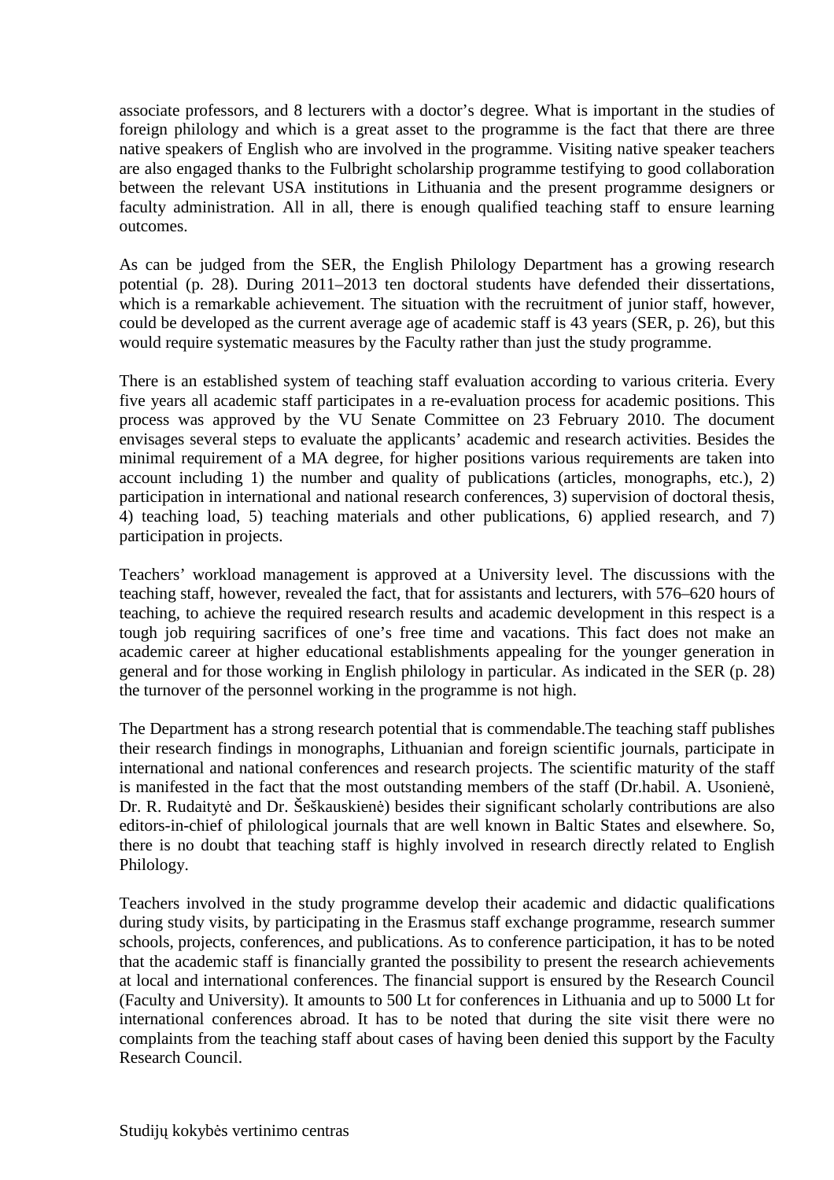associate professors, and 8 lecturers with a doctor's degree. What is important in the studies of foreign philology and which is a great asset to the programme is the fact that there are three native speakers of English who are involved in the programme. Visiting native speaker teachers are also engaged thanks to the Fulbright scholarship programme testifying to good collaboration between the relevant USA institutions in Lithuania and the present programme designers or faculty administration. All in all, there is enough qualified teaching staff to ensure learning outcomes.

As can be judged from the SER, the English Philology Department has a growing research potential (p. 28). During 2011–2013 ten doctoral students have defended their dissertations, which is a remarkable achievement. The situation with the recruitment of junior staff, however, could be developed as the current average age of academic staff is 43 years (SER, p. 26), but this would require systematic measures by the Faculty rather than just the study programme.

There is an established system of teaching staff evaluation according to various criteria. Every five years all academic staff participates in a re-evaluation process for academic positions. This process was approved by the VU Senate Committee on 23 February 2010. The document envisages several steps to evaluate the applicants' academic and research activities. Besides the minimal requirement of a MA degree, for higher positions various requirements are taken into account including 1) the number and quality of publications (articles, monographs, etc.), 2) participation in international and national research conferences, 3) supervision of doctoral thesis, 4) teaching load, 5) teaching materials and other publications, 6) applied research, and 7) participation in projects.

Teachers' workload management is approved at a University level. The discussions with the teaching staff, however, revealed the fact, that for assistants and lecturers, with 576–620 hours of teaching, to achieve the required research results and academic development in this respect is a tough job requiring sacrifices of one's free time and vacations. This fact does not make an academic career at higher educational establishments appealing for the younger generation in general and for those working in English philology in particular. As indicated in the SER (p. 28) the turnover of the personnel working in the programme is not high.

The Department has a strong research potential that is commendable.The teaching staff publishes their research findings in monographs, Lithuanian and foreign scientific journals, participate in international and national conferences and research projects. The scientific maturity of the staff is manifested in the fact that the most outstanding members of the staff (Dr.habil. A. Usonienė, Dr. R. Rudaitytė and Dr. Šeškauskienė) besides their significant scholarly contributions are also editors-in-chief of philological journals that are well known in Baltic States and elsewhere. So, there is no doubt that teaching staff is highly involved in research directly related to English Philology.

Teachers involved in the study programme develop their academic and didactic qualifications during study visits, by participating in the Erasmus staff exchange programme, research summer schools, projects, conferences, and publications. As to conference participation, it has to be noted that the academic staff is financially granted the possibility to present the research achievements at local and international conferences. The financial support is ensured by the Research Council (Faculty and University). It amounts to 500 Lt for conferences in Lithuania and up to 5000 Lt for international conferences abroad. It has to be noted that during the site visit there were no complaints from the teaching staff about cases of having been denied this support by the Faculty Research Council.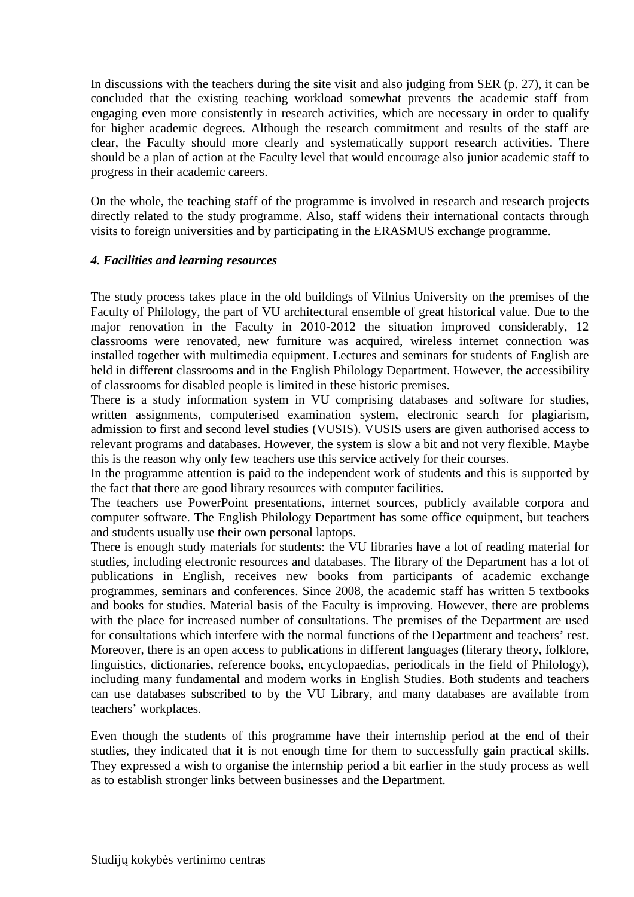In discussions with the teachers during the site visit and also judging from SER (p. 27), it can be concluded that the existing teaching workload somewhat prevents the academic staff from engaging even more consistently in research activities, which are necessary in order to qualify for higher academic degrees. Although the research commitment and results of the staff are clear, the Faculty should more clearly and systematically support research activities. There should be a plan of action at the Faculty level that would encourage also junior academic staff to progress in their academic careers.

On the whole, the teaching staff of the programme is involved in research and research projects directly related to the study programme. Also, staff widens their international contacts through visits to foreign universities and by participating in the ERASMUS exchange programme.

### *4. Facilities and learning resources*

The study process takes place in the old buildings of Vilnius University on the premises of the Faculty of Philology, the part of VU architectural ensemble of great historical value. Due to the major renovation in the Faculty in 2010-2012 the situation improved considerably, 12 classrooms were renovated, new furniture was acquired, wireless internet connection was installed together with multimedia equipment. Lectures and seminars for students of English are held in different classrooms and in the English Philology Department. However, the accessibility of classrooms for disabled people is limited in these historic premises.

There is a study information system in VU comprising databases and software for studies, written assignments, computerised examination system, electronic search for plagiarism, admission to first and second level studies (VUSIS). VUSIS users are given authorised access to relevant programs and databases. However, the system is slow a bit and not very flexible. Maybe this is the reason why only few teachers use this service actively for their courses.

In the programme attention is paid to the independent work of students and this is supported by the fact that there are good library resources with computer facilities.

The teachers use PowerPoint presentations, internet sources, publicly available corpora and computer software. The English Philology Department has some office equipment, but teachers and students usually use their own personal laptops.

There is enough study materials for students: the VU libraries have a lot of reading material for studies, including electronic resources and databases. The library of the Department has a lot of publications in English, receives new books from participants of academic exchange programmes, seminars and conferences. Since 2008, the academic staff has written 5 textbooks and books for studies. Material basis of the Faculty is improving. However, there are problems with the place for increased number of consultations. The premises of the Department are used for consultations which interfere with the normal functions of the Department and teachers' rest. Moreover, there is an open access to publications in different languages (literary theory, folklore, linguistics, dictionaries, reference books, encyclopaedias, periodicals in the field of Philology), including many fundamental and modern works in English Studies. Both students and teachers can use databases subscribed to by the VU Library, and many databases are available from teachers' workplaces.

Even though the students of this programme have their internship period at the end of their studies, they indicated that it is not enough time for them to successfully gain practical skills. They expressed a wish to organise the internship period a bit earlier in the study process as well as to establish stronger links between businesses and the Department.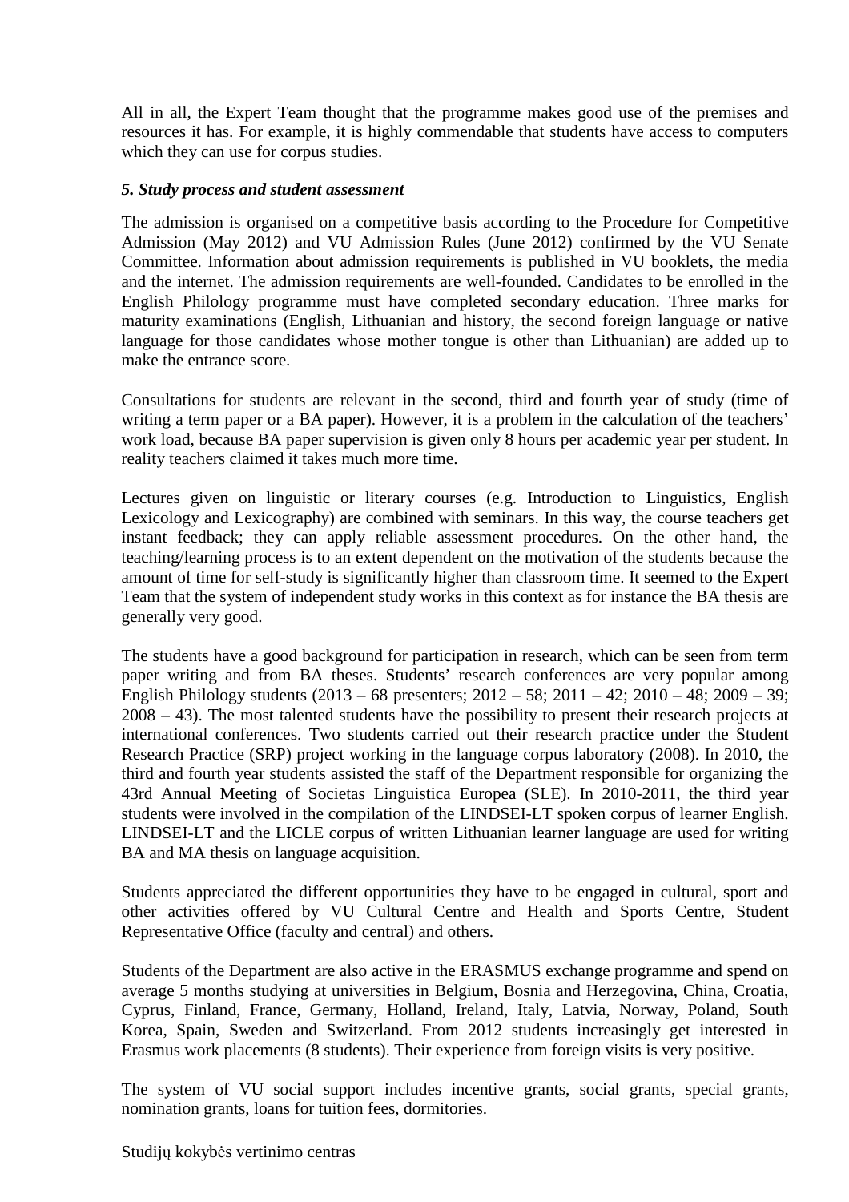All in all, the Expert Team thought that the programme makes good use of the premises and resources it has. For example, it is highly commendable that students have access to computers which they can use for corpus studies.

***5. Study process and student assessment***

The admission is organised on a competitive basis according to the Procedure for Competitive Admission (May 2012) and VU Admission Rules (June 2012) confirmed by the VU Senate Committee. Information about admission requirements is published in VU booklets, the media and the internet. The admission requirements are well-founded. Candidates to be enrolled in the English Philology programme must have completed secondary education. Three marks for maturity examinations (English, Lithuanian and history, the second foreign language or native language for those candidates whose mother tongue is other than Lithuanian) are added up to make the entrance score.

Consultations for students are relevant in the second, third and fourth year of study (time of writing a term paper or a BA paper). However, it is a problem in the calculation of the teachers' work load, because BA paper supervision is given only 8 hours per academic year per student. In reality teachers claimed it takes much more time.

Lectures given on linguistic or literary courses (e.g. Introduction to Linguistics, English Lexicology and Lexicography) are combined with seminars. In this way, the course teachers get instant feedback; they can apply reliable assessment procedures. On the other hand, the teaching/learning process is to an extent dependent on the motivation of the students because the amount of time for self-study is significantly higher than classroom time. It seemed to the Expert Team that the system of independent study works in this context as for instance the BA thesis are generally very good.

The students have a good background for participation in research, which can be seen from term paper writing and from BA theses. Students' research conferences are very popular among English Philology students (2013 – 68 presenters; 2012 – 58; 2011 – 42; 2010 – 48; 2009 – 39; 2008 – 43). The most talented students have the possibility to present their research projects at international conferences. Two students carried out their research practice under the Student Research Practice (SRP) project working in the language corpus laboratory (2008). In 2010, the third and fourth year students assisted the staff of the Department responsible for organizing the 43rd Annual Meeting of Societas Linguistica Europea (SLE). In 2010-2011, the third year students were involved in the compilation of the LINDSEI-LT spoken corpus of learner English. LINDSEI-LT and the LICLE corpus of written Lithuanian learner language are used for writing BA and MA thesis on language acquisition.

Students appreciated the different opportunities they have to be engaged in cultural, sport and other activities offered by VU Cultural Centre and Health and Sports Centre, Student Representative Office (faculty and central) and others.

Students of the Department are also active in the ERASMUS exchange programme and spend on average 5 months studying at universities in Belgium, Bosnia and Herzegovina, China, Croatia, Cyprus, Finland, France, Germany, Holland, Ireland, Italy, Latvia, Norway, Poland, South Korea, Spain, Sweden and Switzerland. From 2012 students increasingly get interested in Erasmus work placements (8 students). Their experience from foreign visits is very positive.

The system of VU social support includes incentive grants, social grants, special grants, nomination grants, loans for tuition fees, dormitories.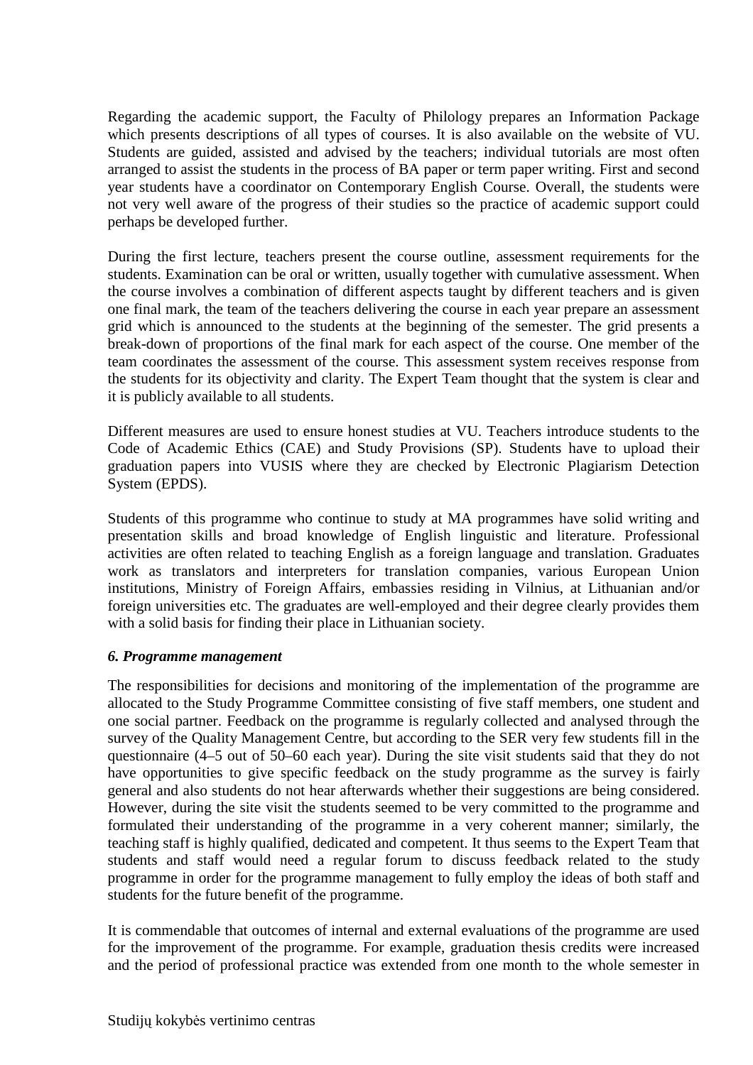Regarding the academic support, the Faculty of Philology prepares an Information Package which presents descriptions of all types of courses. It is also available on the website of VU. Students are guided, assisted and advised by the teachers; individual tutorials are most often arranged to assist the students in the process of BA paper or term paper writing. First and second year students have a coordinator on Contemporary English Course. Overall, the students were not very well aware of the progress of their studies so the practice of academic support could perhaps be developed further.

During the first lecture, teachers present the course outline, assessment requirements for the students. Examination can be oral or written, usually together with cumulative assessment. When the course involves a combination of different aspects taught by different teachers and is given one final mark, the team of the teachers delivering the course in each year prepare an assessment grid which is announced to the students at the beginning of the semester. The grid presents a break-down of proportions of the final mark for each aspect of the course. One member of the team coordinates the assessment of the course. This assessment system receives response from the students for its objectivity and clarity. The Expert Team thought that the system is clear and it is publicly available to all students.

Different measures are used to ensure honest studies at VU. Teachers introduce students to the Code of Academic Ethics (CAE) and Study Provisions (SP). Students have to upload their graduation papers into VUSIS where they are checked by Electronic Plagiarism Detection System (EPDS).

Students of this programme who continue to study at MA programmes have solid writing and presentation skills and broad knowledge of English linguistic and literature. Professional activities are often related to teaching English as a foreign language and translation. Graduates work as translators and interpreters for translation companies, various European Union institutions, Ministry of Foreign Affairs, embassies residing in Vilnius, at Lithuanian and/or foreign universities etc. The graduates are well-employed and their degree clearly provides them with a solid basis for finding their place in Lithuanian society.

***6. Programme management***

The responsibilities for decisions and monitoring of the implementation of the programme are allocated to the Study Programme Committee consisting of five staff members, one student and one social partner. Feedback on the programme is regularly collected and analysed through the survey of the Quality Management Centre, but according to the SER very few students fill in the questionnaire (4–5 out of 50–60 each year). During the site visit students said that they do not have opportunities to give specific feedback on the study programme as the survey is fairly general and also students do not hear afterwards whether their suggestions are being considered. However, during the site visit the students seemed to be very committed to the programme and formulated their understanding of the programme in a very coherent manner; similarly, the teaching staff is highly qualified, dedicated and competent. It thus seems to the Expert Team that students and staff would need a regular forum to discuss feedback related to the study programme in order for the programme management to fully employ the ideas of both staff and students for the future benefit of the programme.

It is commendable that outcomes of internal and external evaluations of the programme are used for the improvement of the programme. For example, graduation thesis credits were increased and the period of professional practice was extended from one month to the whole semester in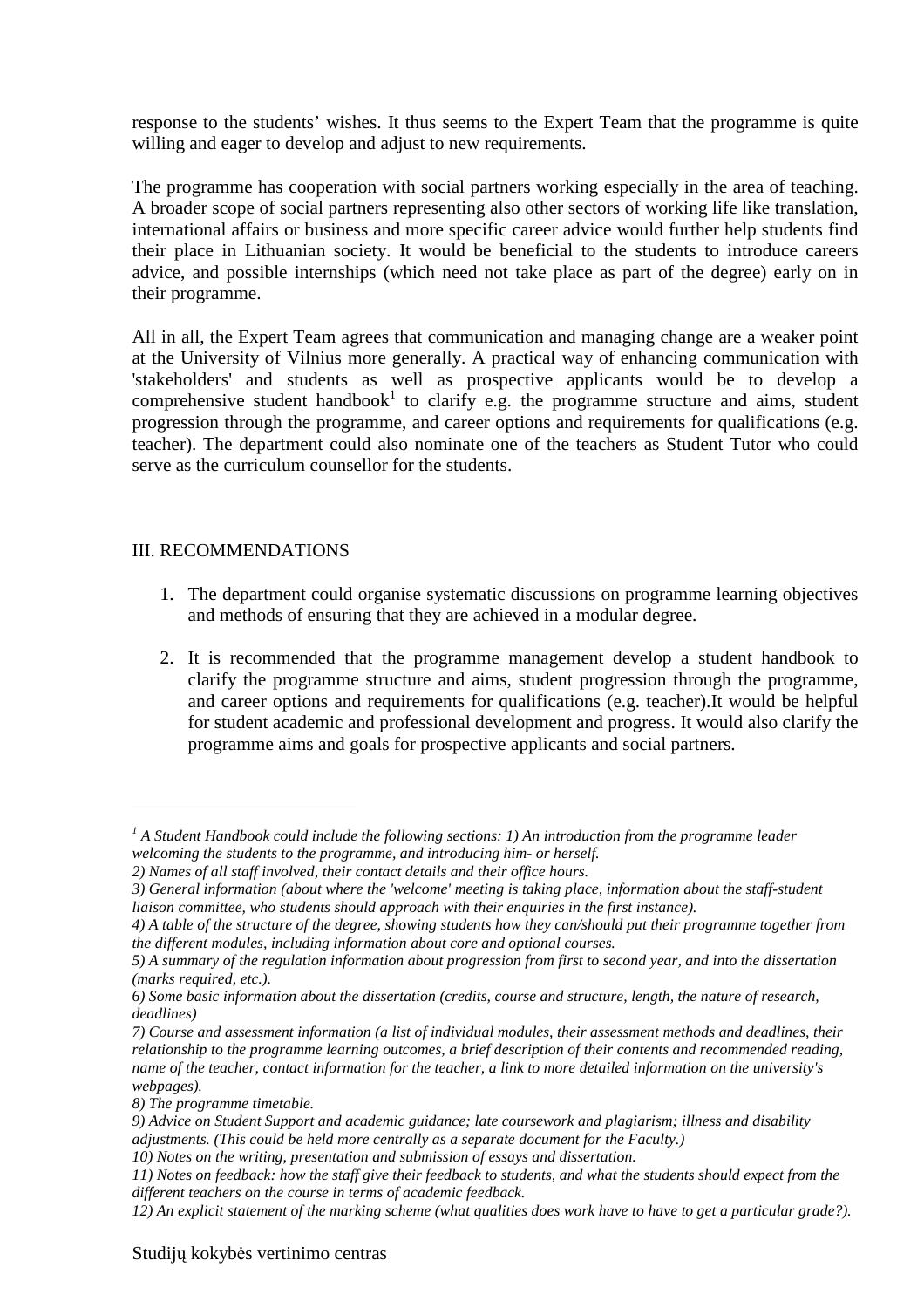response to the students' wishes. It thus seems to the Expert Team that the programme is quite willing and eager to develop and adjust to new requirements.

The programme has cooperation with social partners working especially in the area of teaching. A broader scope of social partners representing also other sectors of working life like translation, international affairs or business and more specific career advice would further help students find their place in Lithuanian society. It would be beneficial to the students to introduce careers advice, and possible internships (which need not take place as part of the degree) early on in their programme.

All in all, the Expert Team agrees that communication and managing change are a weaker point at the University of Vilnius more generally. A practical way of enhancing communication with 'stakeholders' and students as well as prospective applicants would be to develop a comprehensive student handbook[1] to clarify e.g. the programme structure and aims, student progression through the programme, and career options and requirements for qualifications (e.g. teacher). The department could also nominate one of the teachers as Student Tutor who could serve as the curriculum counsellor for the students.

## III. RECOMMENDATIONS

1. The department could organise systematic discussions on programme learning objectives and methods of ensuring that they are achieved in a modular degree.

2. It is recommended that the programme management develop a student handbook to clarify the programme structure and aims, student progression through the programme, and career options and requirements for qualifications (e.g. teacher).It would be helpful for student academic and professional development and progress. It would also clarify the programme aims and goals for prospective applicants and social partners.

---

[1] *A Student Handbook could include the following sections: 1) An introduction from the programme leader welcoming the students to the programme, and introducing him- or herself.*
*2) Names of all staff involved, their contact details and their office hours.*
*3) General information (about where the 'welcome' meeting is taking place, information about the staff-student liaison committee, who students should approach with their enquiries in the first instance).*
*4) A table of the structure of the degree, showing students how they can/should put their programme together from the different modules, including information about core and optional courses.*
*5) A summary of the regulation information about progression from first to second year, and into the dissertation (marks required, etc.).*
*6) Some basic information about the dissertation (credits, course and structure, length, the nature of research, deadlines)*
*7) Course and assessment information (a list of individual modules, their assessment methods and deadlines, their relationship to the programme learning outcomes, a brief description of their contents and recommended reading, name of the teacher, contact information for the teacher, a link to more detailed information on the university's webpages).*
*8) The programme timetable.*
*9) Advice on Student Support and academic guidance; late coursework and plagiarism; illness and disability adjustments. (This could be held more centrally as a separate document for the Faculty.)*
*10) Notes on the writing, presentation and submission of essays and dissertation.*
*11) Notes on feedback: how the staff give their feedback to students, and what the students should expect from the different teachers on the course in terms of academic feedback.*
*12) An explicit statement of the marking scheme (what qualities does work have to have to get a particular grade?).*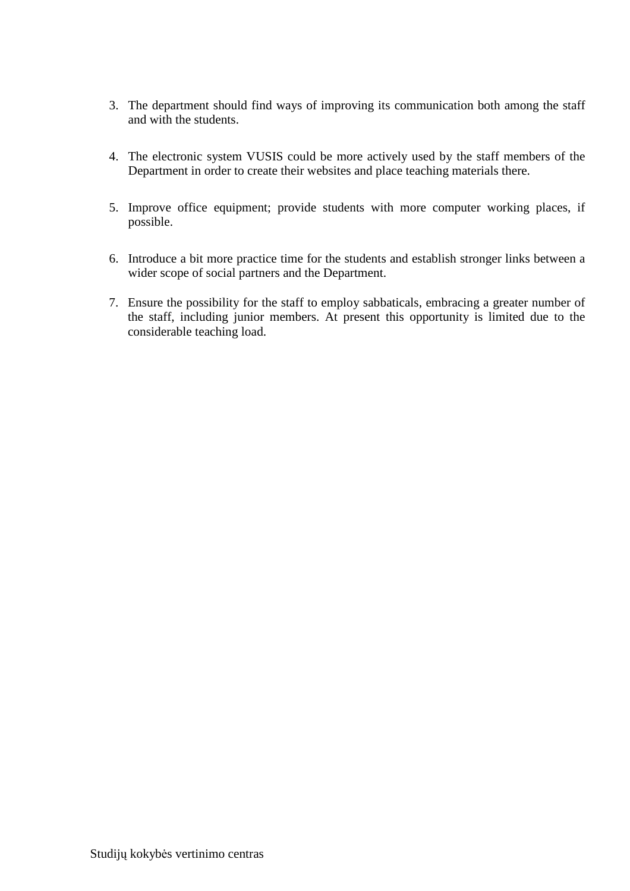3. The department should find ways of improving its communication both among the staff and with the students.

4. The electronic system VUSIS could be more actively used by the staff members of the Department in order to create their websites and place teaching materials there.

5. Improve office equipment; provide students with more computer working places, if possible.

6. Introduce a bit more practice time for the students and establish stronger links between a wider scope of social partners and the Department.

7. Ensure the possibility for the staff to employ sabbaticals, embracing a greater number of the staff, including junior members. At present this opportunity is limited due to the considerable teaching load.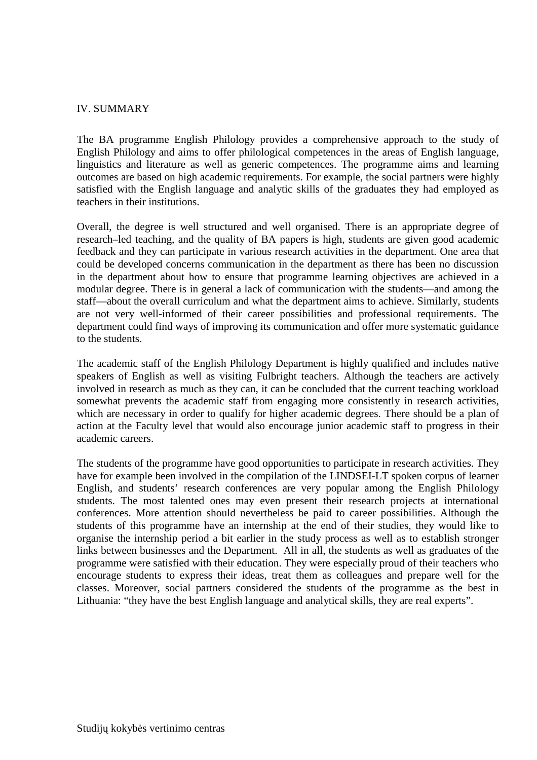## IV. SUMMARY

The BA programme English Philology provides a comprehensive approach to the study of English Philology and aims to offer philological competences in the areas of English language, linguistics and literature as well as generic competences. The programme aims and learning outcomes are based on high academic requirements. For example, the social partners were highly satisfied with the English language and analytic skills of the graduates they had employed as teachers in their institutions.

Overall, the degree is well structured and well organised. There is an appropriate degree of research–led teaching, and the quality of BA papers is high, students are given good academic feedback and they can participate in various research activities in the department. One area that could be developed concerns communication in the department as there has been no discussion in the department about how to ensure that programme learning objectives are achieved in a modular degree. There is in general a lack of communication with the students—and among the staff—about the overall curriculum and what the department aims to achieve. Similarly, students are not very well-informed of their career possibilities and professional requirements. The department could find ways of improving its communication and offer more systematic guidance to the students.

The academic staff of the English Philology Department is highly qualified and includes native speakers of English as well as visiting Fulbright teachers. Although the teachers are actively involved in research as much as they can, it can be concluded that the current teaching workload somewhat prevents the academic staff from engaging more consistently in research activities, which are necessary in order to qualify for higher academic degrees. There should be a plan of action at the Faculty level that would also encourage junior academic staff to progress in their academic careers.

The students of the programme have good opportunities to participate in research activities. They have for example been involved in the compilation of the LINDSEI-LT spoken corpus of learner English, and students' research conferences are very popular among the English Philology students. The most talented ones may even present their research projects at international conferences. More attention should nevertheless be paid to career possibilities. Although the students of this programme have an internship at the end of their studies, they would like to organise the internship period a bit earlier in the study process as well as to establish stronger links between businesses and the Department. All in all, the students as well as graduates of the programme were satisfied with their education. They were especially proud of their teachers who encourage students to express their ideas, treat them as colleagues and prepare well for the classes. Moreover, social partners considered the students of the programme as the best in Lithuania: "they have the best English language and analytical skills, they are real experts".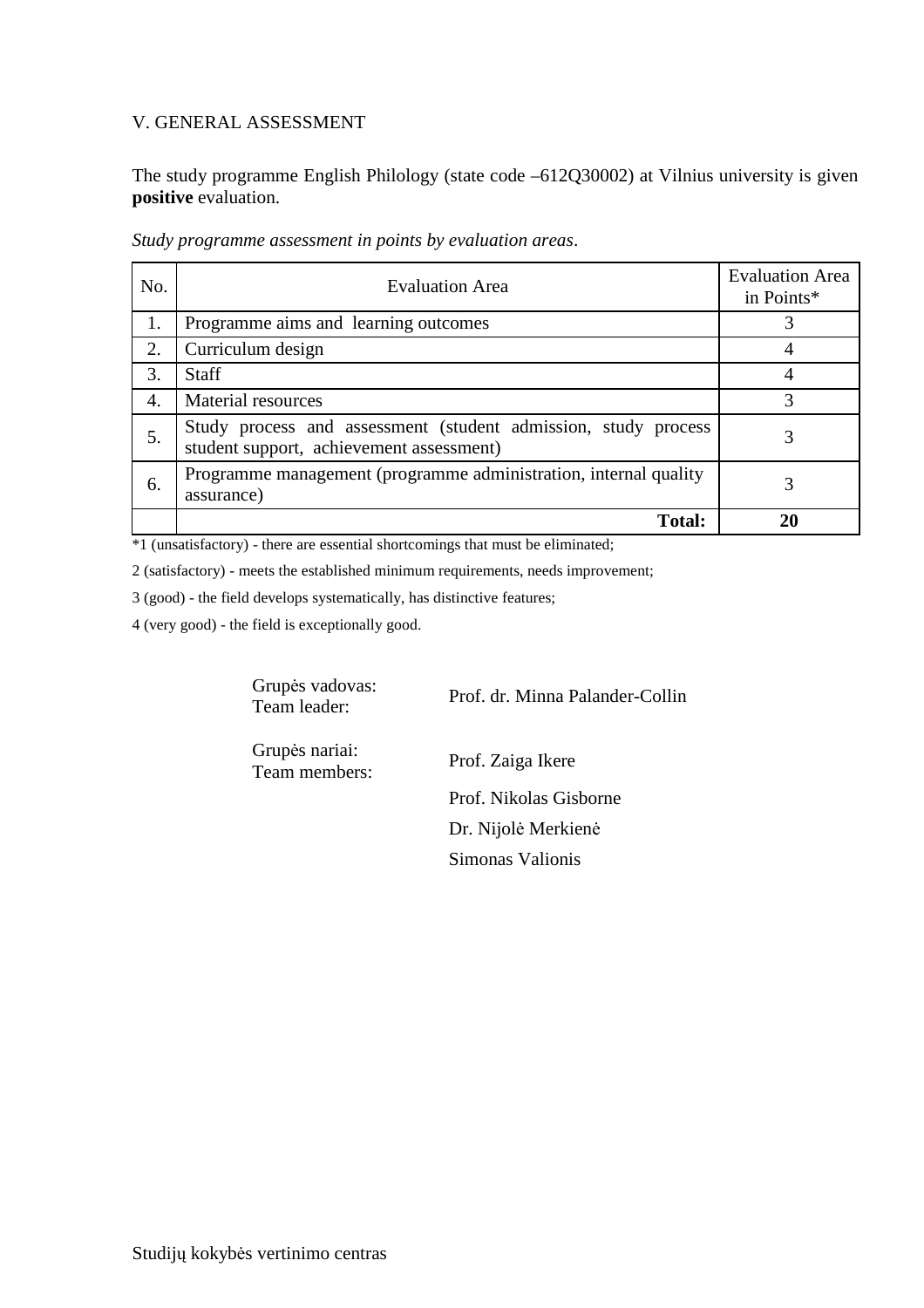## V. GENERAL ASSESSMENT

The study programme English Philology (state code –612Q30002) at Vilnius university is given **positive** evaluation.

*Study programme assessment in points by evaluation areas*.

| No. | Evaluation Area | Evaluation Area in Points* |
|---|---|---|
| 1. | Programme aims and learning outcomes | 3 |
| 2. | Curriculum design | 4 |
| 3. | Staff | 4 |
| 4. | Material resources | 3 |
| 5. | Study process and assessment (student admission, study process student support, achievement assessment) | 3 |
| 6. | Programme management (programme administration, internal quality assurance) | 3 |
| | **Total:** | **20** |

*1 (unsatisfactory) - there are essential shortcomings that must be eliminated;

2 (satisfactory) - meets the established minimum requirements, needs improvement;

3 (good) - the field develops systematically, has distinctive features;

4 (very good) - the field is exceptionally good.

Grupės vadovas:
Team leader: Prof. dr. Minna Palander-Collin

Grupės nariai:
Team members: Prof. Zaiga Ikere

Prof. Nikolas Gisborne

Dr. Nijolė Merkienė

Simonas Valionis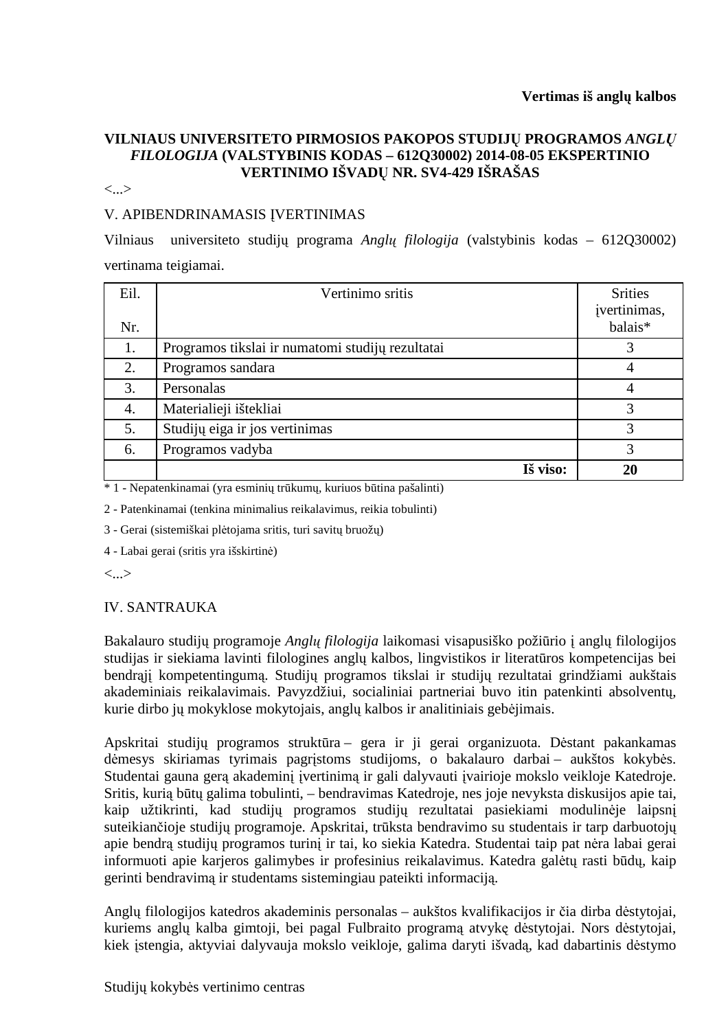**Vertimas iš anglų kalbos**

**VILNIAUS UNIVERSITETO PIRMOSIOS PAKOPOS STUDIJŲ PROGRAMOS *ANGLŲ FILOLOGIJA* (VALSTYBINIS KODAS – 612Q30002) 2014-08-05 EKSPERTINIO VERTINIMO IŠVADŲ NR. SV4-429 IŠRAŠAS**

<...>

V. APIBENDRINAMASIS ĮVERTINIMAS

Vilniaus universiteto studijų programa *Anglų filologija* (valstybinis kodas – 612Q30002) vertinama teigiamai.

| Eil. Nr. | Vertinimo sritis | Srities įvertinimas, balais* |
|---|---|---|
| 1. | Programos tikslai ir numatomi studijų rezultatai | 3 |
| 2. | Programos sandara | 4 |
| 3. | Personalas | 4 |
| 4. | Materialieji ištekliai | 3 |
| 5. | Studijų eiga ir jos vertinimas | 3 |
| 6. | Programos vadyba | 3 |
| | **Iš viso:** | **20** |

\* 1 - Nepatenkinamai (yra esminių trūkumų, kuriuos būtina pašalinti)

2 - Patenkinamai (tenkina minimalius reikalavimus, reikia tobulinti)

3 - Gerai (sistemiškai plėtojama sritis, turi savitų bruožų)

4 - Labai gerai (sritis yra išskirtinė)

<...>

IV. SANTRAUKA

Bakalauro studijų programoje *Anglų filologija* laikomasi visapusiško požiūrio į anglų filologijos studijas ir siekiama lavinti filologines anglų kalbos, lingvistikos ir literatūros kompetencijas bei bendrąjį kompetentingumą. Studijų programos tikslai ir studijų rezultatai grindžiami aukštais akademiniais reikalavimais. Pavyzdžiui, socialiniai partneriai buvo itin patenkinti absolventų, kurie dirbo jų mokyklose mokytojais, anglų kalbos ir analitiniais gebėjimais.

Apskritai studijų programos struktūra – gera ir ji gerai organizuota. Dėstant pakankamas dėmesys skiriamas tyrimais pagrįstoms studijoms, o bakalauro darbai – aukštos kokybės. Studentai gauna gerą akademinį įvertinimą ir gali dalyvauti įvairioje mokslo veikloje Katedroje. Sritis, kurią būtų galima tobulinti, – bendravimas Katedroje, nes joje nevyksta diskusijos apie tai, kaip užtikrinti, kad studijų programos studijų rezultatai pasiekiami modulinėje laipsnį suteikiančioje studijų programoje. Apskritai, trūksta bendravimo su studentais ir tarp darbuotojų apie bendrą studijų programos turinį ir tai, ko siekia Katedra. Studentai taip pat nėra labai gerai informuoti apie karjeros galimybes ir profesinius reikalavimus. Katedra galėtų rasti būdų, kaip gerinti bendravimą ir studentams sistemingiau pateikti informaciją.

Anglų filologijos katedros akademinis personalas – aukštos kvalifikacijos ir čia dirba dėstytojai, kuriems anglų kalba gimtoji, bei pagal Fulbraito programą atvykę dėstytojai. Nors dėstytojai, kiek įstengia, aktyviai dalyvauja mokslo veikloje, galima daryti išvadą, kad dabartinis dėstymo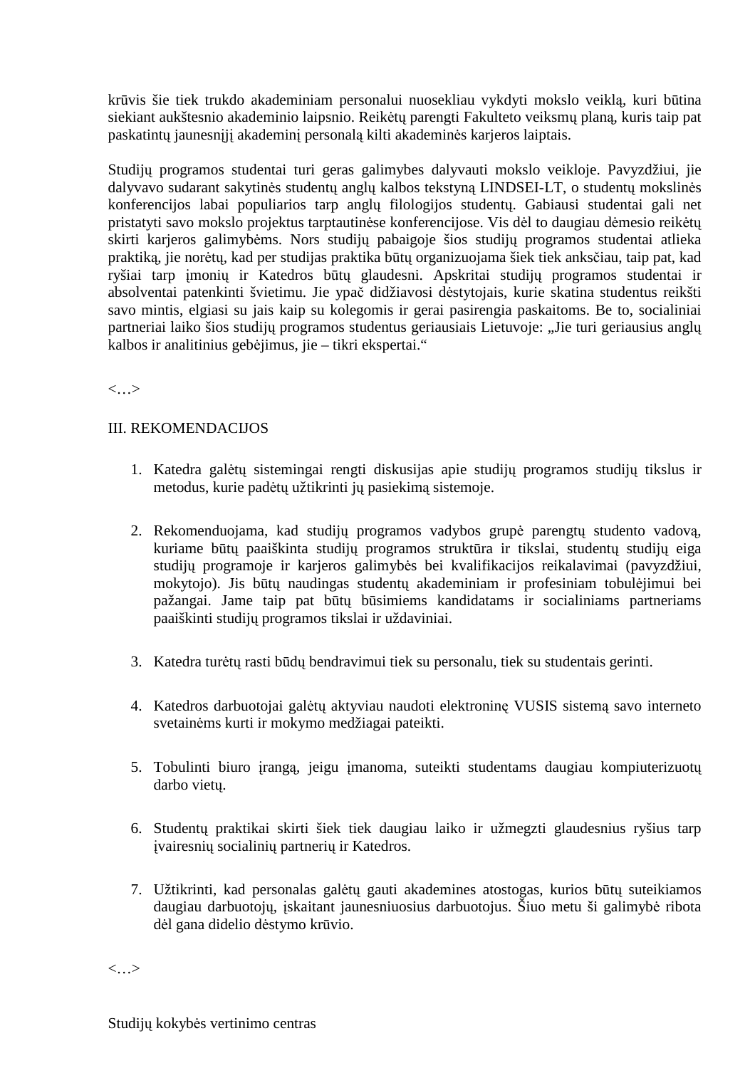krūvis šie tiek trukdo akademiniam personalui nuosekliau vykdyti mokslo veiklą, kuri būtina siekiant aukštesnio akademinio laipsnio. Reikėtų parengti Fakulteto veiksmų planą, kuris taip pat paskatintų jaunesnįjį akademinį personalą kilti akademinės karjeros laiptais.

Studijų programos studentai turi geras galimybes dalyvauti mokslo veikloje. Pavyzdžiui, jie dalyvavo sudarant sakytinės studentų anglų kalbos tekstyną LINDSEI-LT, o studentų mokslinės konferencijos labai populiarios tarp anglų filologijos studentų. Gabiausi studentai gali net pristatyti savo mokslo projektus tarptautinėse konferencijose. Vis dėl to daugiau dėmesio reikėtų skirti karjeros galimybėms. Nors studijų pabaigoje šios studijų programos studentai atlieka praktiką, jie norėtų, kad per studijas praktika būtų organizuojama šiek tiek anksčiau, taip pat, kad ryšiai tarp įmonių ir Katedros būtų glaudesni. Apskritai studijų programos studentai ir absolventai patenkinti švietimu. Jie ypač didžiavosi dėstytojais, kurie skatina studentus reikšti savo mintis, elgiasi su jais kaip su kolegomis ir gerai pasirengia paskaitoms. Be to, socialiniai partneriai laiko šios studijų programos studentus geriausiais Lietuvoje: „Jie turi geriausius anglų kalbos ir analitinius gebėjimus, jie – tikri ekspertai.“

<…>

III. REKOMENDACIJOS

1. Katedra galėtų sistemingai rengti diskusijas apie studijų programos studijų tikslus ir metodus, kurie padėtų užtikrinti jų pasiekimą sistemoje.

2. Rekomenduojama, kad studijų programos vadybos grupė parengtų studento vadovą, kuriame būtų paaiškinta studijų programos struktūra ir tikslai, studentų studijų eiga studijų programoje ir karjeros galimybės bei kvalifikacijos reikalavimai (pavyzdžiui, mokytojo). Jis būtų naudingas studentų akademiniam ir profesiniam tobulėjimui bei pažangai. Jame taip pat būtų būsimiems kandidatams ir socialiniams partneriams paaiškinti studijų programos tikslai ir uždaviniai.

3. Katedra turėtų rasti būdų bendravimui tiek su personalu, tiek su studentais gerinti.

4. Katedros darbuotojai galėtų aktyviau naudoti elektroninę VUSIS sistemą savo interneto svetainėms kurti ir mokymo medžiagai pateikti.

5. Tobulinti biuro įrangą, jeigu įmanoma, suteikti studentams daugiau kompiuterizuotų darbo vietų.

6. Studentų praktikai skirti šiek tiek daugiau laiko ir užmegzti glaudesnius ryšius tarp įvairesnių socialinių partnerių ir Katedros.

7. Užtikrinti, kad personalas galėtų gauti akademines atostogas, kurios būtų suteikiamos daugiau darbuotojų, įskaitant jaunesniuosius darbuotojus. Šiuo metu ši galimybė ribota dėl gana didelio dėstymo krūvio.

<…>

Studijų kokybės vertinimo centras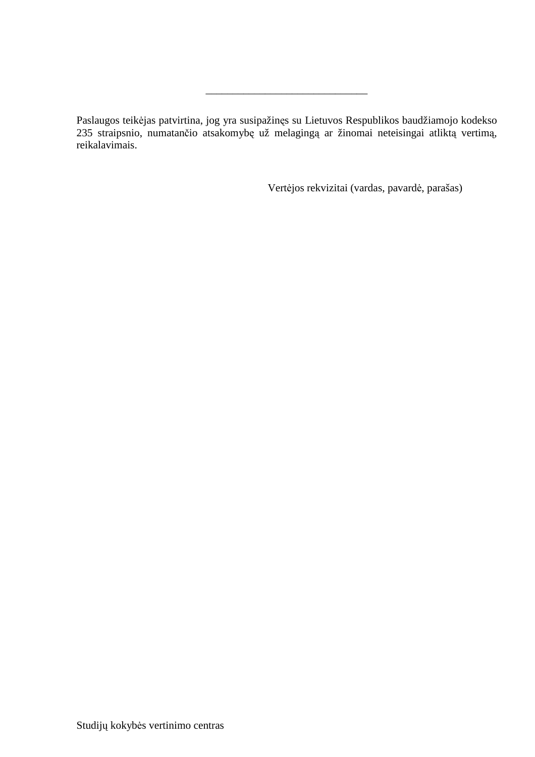______________________________

Paslaugos teikėjas patvirtina, jog yra susipažinęs su Lietuvos Respublikos baudžiamojo kodekso 235 straipsnio, numatančio atsakomybę už melagingą ar žinomai neteisingai atliktą vertimą, reikalavimais.

Vertėjos rekvizitai (vardas, pavardė, parašas)